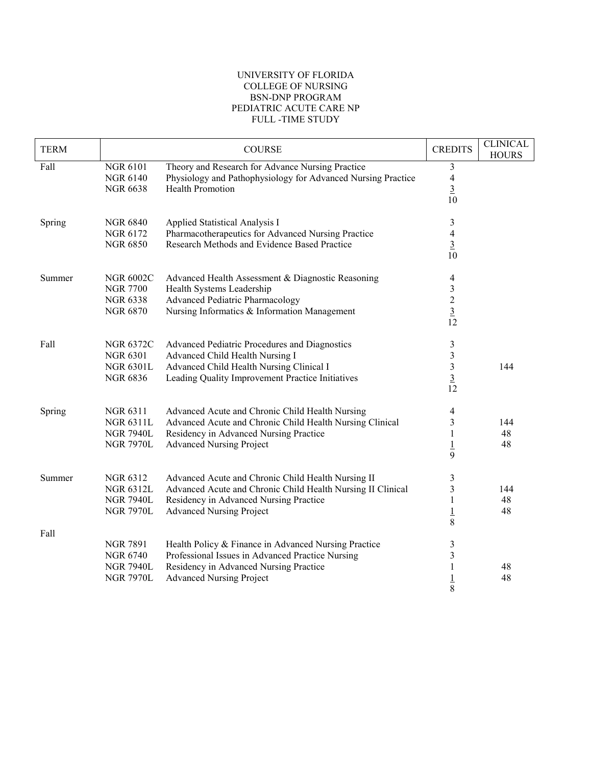UNIVERSITY OF FLORIDA
COLLEGE OF NURSING
BSN-DNP PROGRAM
PEDIATRIC ACUTE CARE NP
FULL -TIME STUDY

| TERM | COURSE | | CREDITS | CLINICAL HOURS |
|---|---|---|---|---|
| Fall | NGR 6101 | Theory and Research for Advance Nursing Practice | 3 | |
| | NGR 6140 | Physiology and Pathophysiology for Advanced Nursing Practice | 4 | |
| | NGR 6638 | Health Promotion | 3 | |
| | | | 10 | |
| Spring | NGR 6840 | Applied Statistical Analysis I | 3 | |
| | NGR 6172 | Pharmacotherapeutics for Advanced Nursing Practice | 4 | |
| | NGR 6850 | Research Methods and Evidence Based Practice | 3 | |
| | | | 10 | |
| Summer | NGR 6002C | Advanced Health Assessment & Diagnostic Reasoning | 4 | |
| | NGR 7700 | Health Systems Leadership | 3 | |
| | NGR 6338 | Advanced Pediatric Pharmacology | 2 | |
| | NGR 6870 | Nursing Informatics & Information Management | 3 | |
| | | | 12 | |
| Fall | NGR 6372C | Advanced Pediatric Procedures and Diagnostics | 3 | |
| | NGR 6301 | Advanced Child Health Nursing I | 3 | |
| | NGR 6301L | Advanced Child Health Nursing Clinical I | 3 | 144 |
| | NGR 6836 | Leading Quality Improvement Practice Initiatives | 3 | |
| | | | 12 | |
| Spring | NGR 6311 | Advanced Acute and Chronic Child Health Nursing | 4 | |
| | NGR 6311L | Advanced Acute and Chronic Child Health Nursing Clinical | 3 | 144 |
| | NGR 7940L | Residency in Advanced Nursing Practice | 1 | 48 |
| | NGR 7970L | Advanced Nursing Project | 1 | 48 |
| | | | 9 | |
| Summer | NGR 6312 | Advanced Acute and Chronic Child Health Nursing II | 3 | |
| | NGR 6312L | Advanced Acute and Chronic Child Health Nursing II Clinical | 3 | 144 |
| | NGR 7940L | Residency in Advanced Nursing Practice | 1 | 48 |
| | NGR 7970L | Advanced Nursing Project | 1 | 48 |
| | | | 8 | |
| Fall | NGR 7891 | Health Policy & Finance in Advanced Nursing Practice | 3 | |
| | NGR 6740 | Professional Issues in Advanced Practice Nursing | 3 | |
| | NGR 7940L | Residency in Advanced Nursing Practice | 1 | 48 |
| | NGR 7970L | Advanced Nursing Project | 1 | 48 |
| | | | 8 | |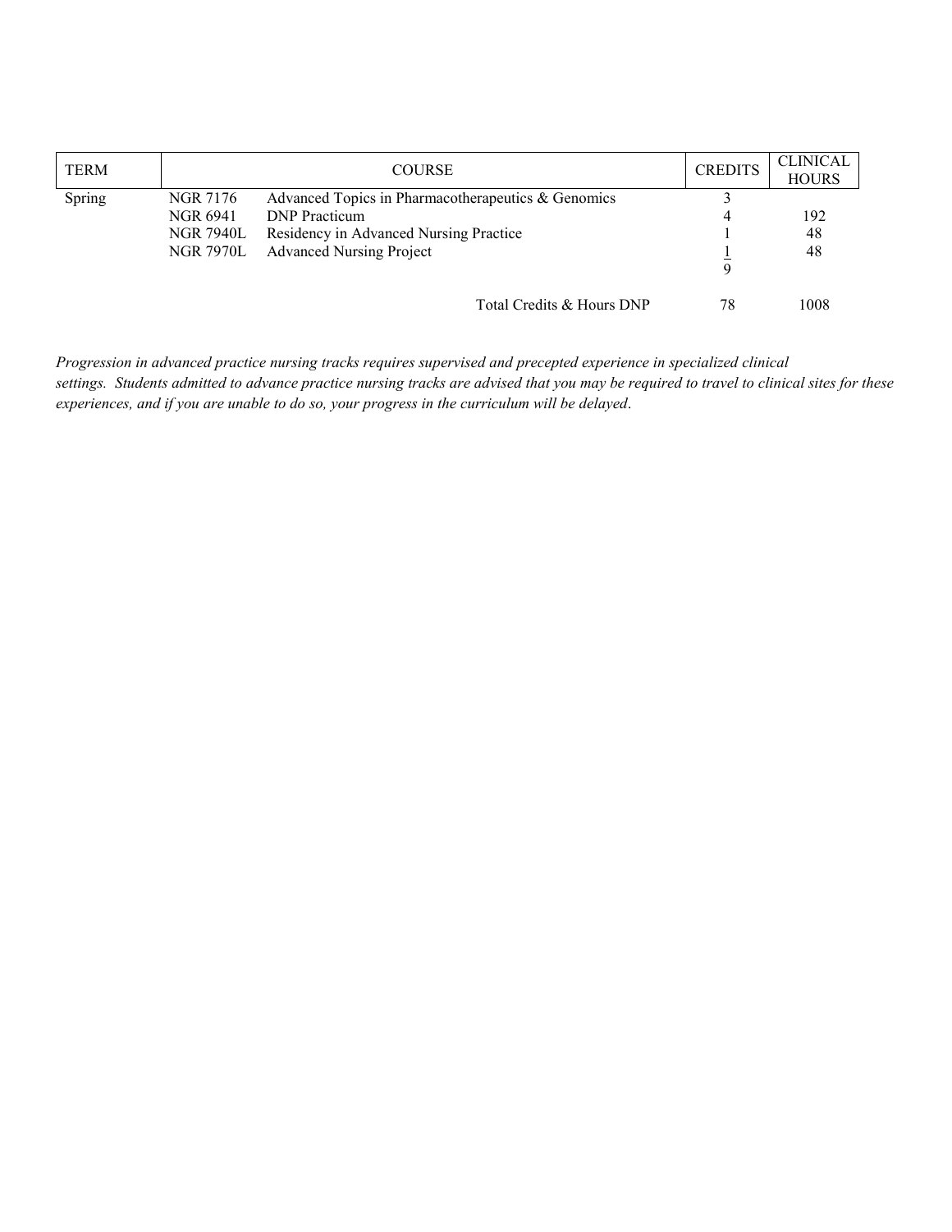| TERM | COURSE | | CREDITS | CLINICAL HOURS |
|---|---|---|---|---|
| Spring | NGR 7176 | Advanced Topics in Pharmacotherapeutics & Genomics | 3 | |
| | NGR 6941 | DNP Practicum | 4 | 192 |
| | NGR 7940L | Residency in Advanced Nursing Practice | 1 | 48 |
| | NGR 7970L | Advanced Nursing Project | 1 | 48 |
| | | | 9 | |
| | | Total Credits & Hours DNP | 78 | 1008 |

*Progression in advanced practice nursing tracks requires supervised and precepted experience in specialized clinical settings. Students admitted to advance practice nursing tracks are advised that you may be required to travel to clinical sites for these experiences, and if you are unable to do so, your progress in the curriculum will be delayed*.